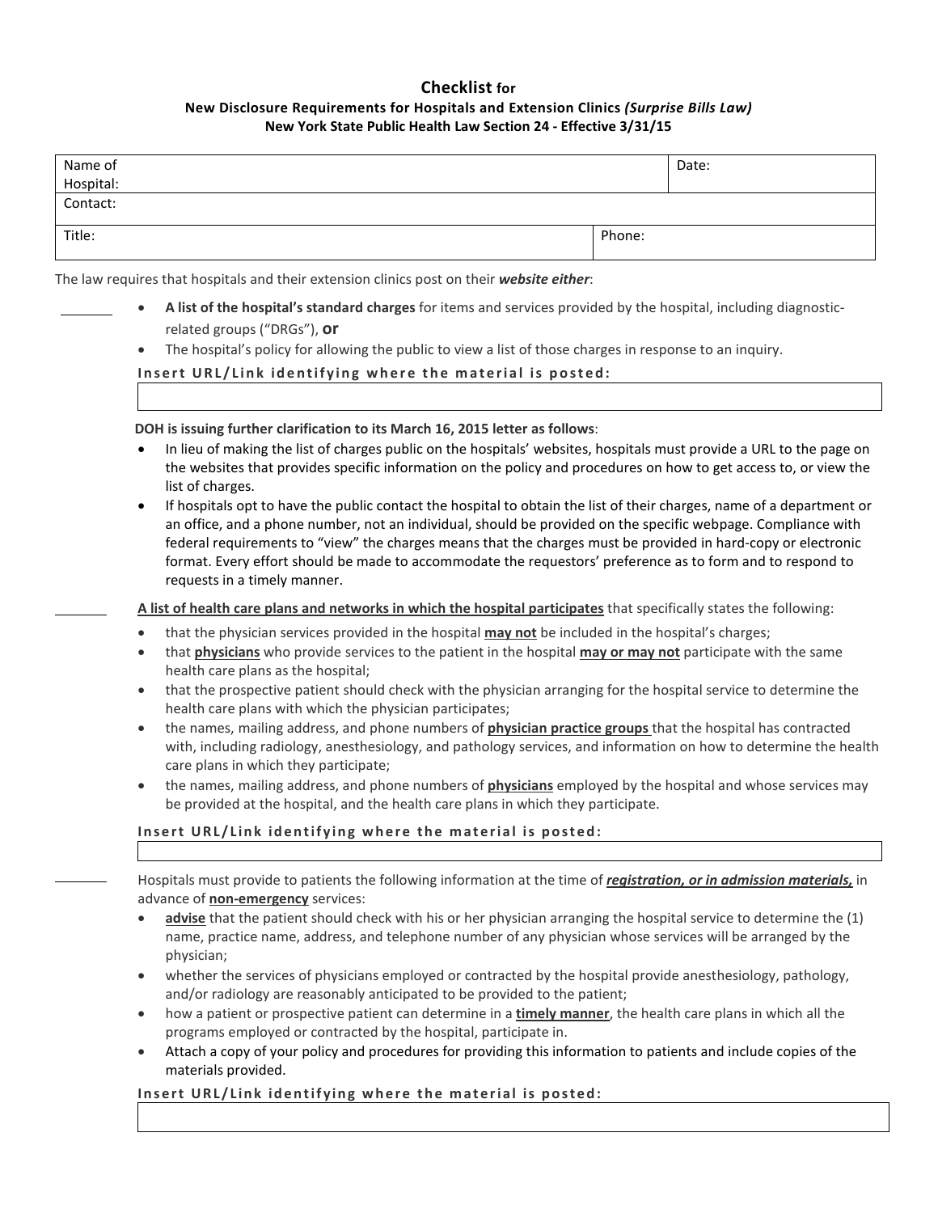# Checklist for

## New Disclosure Requirements for Hospitals and Extension Clinics *(Surprise Bills Law)*

### New York State Public Health Law Section 24 - Effective 3/31/15

| Name of Hospital: | | Date: |
|---|---|---|
| Contact: | | |
| Title: | Phone: | |

The law requires that hospitals and their extension clinics post on their ***website either***:

_______

- **A list of the hospital's standard charges** for items and services provided by the hospital, including diagnostic-related groups ("DRGs"), **or**
- The hospital's policy for allowing the public to view a list of those charges in response to an inquiry.

**Insert URL/Link identifying where the material is posted:**

| |
|---|

**DOH is issuing further clarification to its March 16, 2015 letter as follows**:

- In lieu of making the list of charges public on the hospitals' websites, hospitals must provide a URL to the page on the websites that provides specific information on the policy and procedures on how to get access to, or view the list of charges.
- If hospitals opt to have the public contact the hospital to obtain the list of their charges, name of a department or an office, and a phone number, not an individual, should be provided on the specific webpage. Compliance with federal requirements to "view" the charges means that the charges must be provided in hard-copy or electronic format. Every effort should be made to accommodate the requestors' preference as to form and to respond to requests in a timely manner.

_______ **A list of health care plans and networks in which the hospital participates** that specifically states the following:

- that the physician services provided in the hospital **may not** be included in the hospital's charges;
- that **physicians** who provide services to the patient in the hospital **may or may not** participate with the same health care plans as the hospital;
- that the prospective patient should check with the physician arranging for the hospital service to determine the health care plans with which the physician participates;
- the names, mailing address, and phone numbers of **physician practice groups** that the hospital has contracted with, including radiology, anesthesiology, and pathology services, and information on how to determine the health care plans in which they participate;
- the names, mailing address, and phone numbers of **physicians** employed by the hospital and whose services may be provided at the hospital, and the health care plans in which they participate.

**Insert URL/Link identifying where the material is posted:**

| |
|---|

_______ Hospitals must provide to patients the following information at the time of ***registration, or in admission materials,*** in advance of **non-emergency** services:

- **advise** that the patient should check with his or her physician arranging the hospital service to determine the (1) name, practice name, address, and telephone number of any physician whose services will be arranged by the physician;
- whether the services of physicians employed or contracted by the hospital provide anesthesiology, pathology, and/or radiology are reasonably anticipated to be provided to the patient;
- how a patient or prospective patient can determine in a **timely manner**, the health care plans in which all the programs employed or contracted by the hospital, participate in.
- Attach a copy of your policy and procedures for providing this information to patients and include copies of the materials provided.

**Insert URL/Link identifying where the material is posted:**

| |
|---|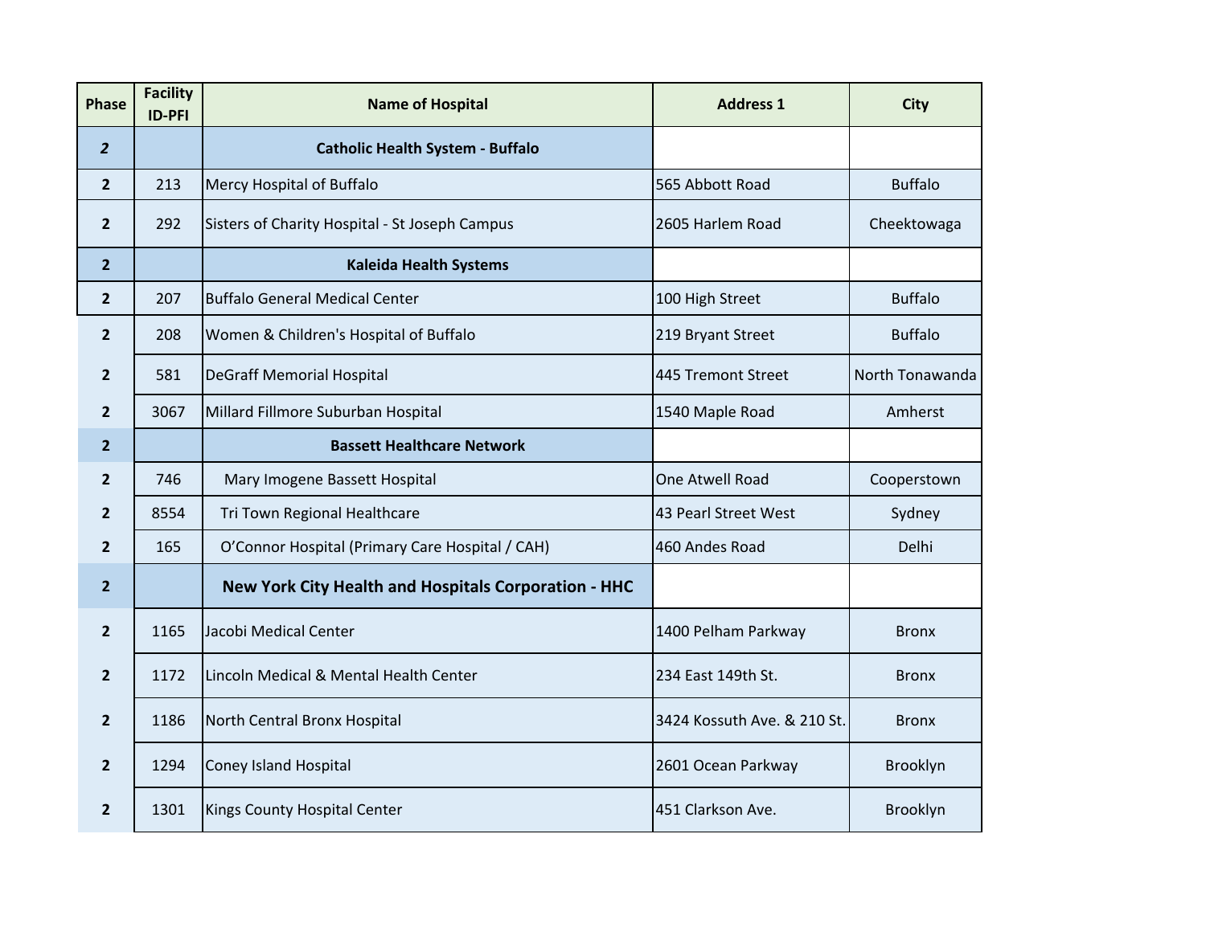| Phase | Facility ID-PFI | Name of Hospital | Address 1 | City |
|---|---|---|---|---|
| *2* | | **Catholic Health System - Buffalo** | | |
| 2 | 213 | Mercy Hospital of Buffalo | 565 Abbott Road | Buffalo |
| 2 | 292 | Sisters of Charity Hospital - St Joseph Campus | 2605 Harlem Road | Cheektowaga |
| 2 | | **Kaleida Health Systems** | | |
| 2 | 207 | Buffalo General Medical Center | 100 High Street | Buffalo |
| 2 | 208 | Women & Children's Hospital of Buffalo | 219 Bryant Street | Buffalo |
| 2 | 581 | DeGraff Memorial Hospital | 445 Tremont Street | North Tonawanda |
| 2 | 3067 | Millard Fillmore Suburban Hospital | 1540 Maple Road | Amherst |
| 2 | | **Bassett Healthcare Network** | | |
| 2 | 746 | Mary Imogene Bassett Hospital | One Atwell Road | Cooperstown |
| 2 | 8554 | Tri Town Regional Healthcare | 43 Pearl Street West | Sydney |
| 2 | 165 | O'Connor Hospital (Primary Care Hospital / CAH) | 460 Andes Road | Delhi |
| 2 | | **New York City Health and Hospitals Corporation - HHC** | | |
| 2 | 1165 | Jacobi Medical Center | 1400 Pelham Parkway | Bronx |
| 2 | 1172 | Lincoln Medical & Mental Health Center | 234 East 149th St. | Bronx |
| 2 | 1186 | North Central Bronx Hospital | 3424 Kossuth Ave. & 210 St. | Bronx |
| 2 | 1294 | Coney Island Hospital | 2601 Ocean Parkway | Brooklyn |
| 2 | 1301 | Kings County Hospital Center | 451 Clarkson Ave. | Brooklyn |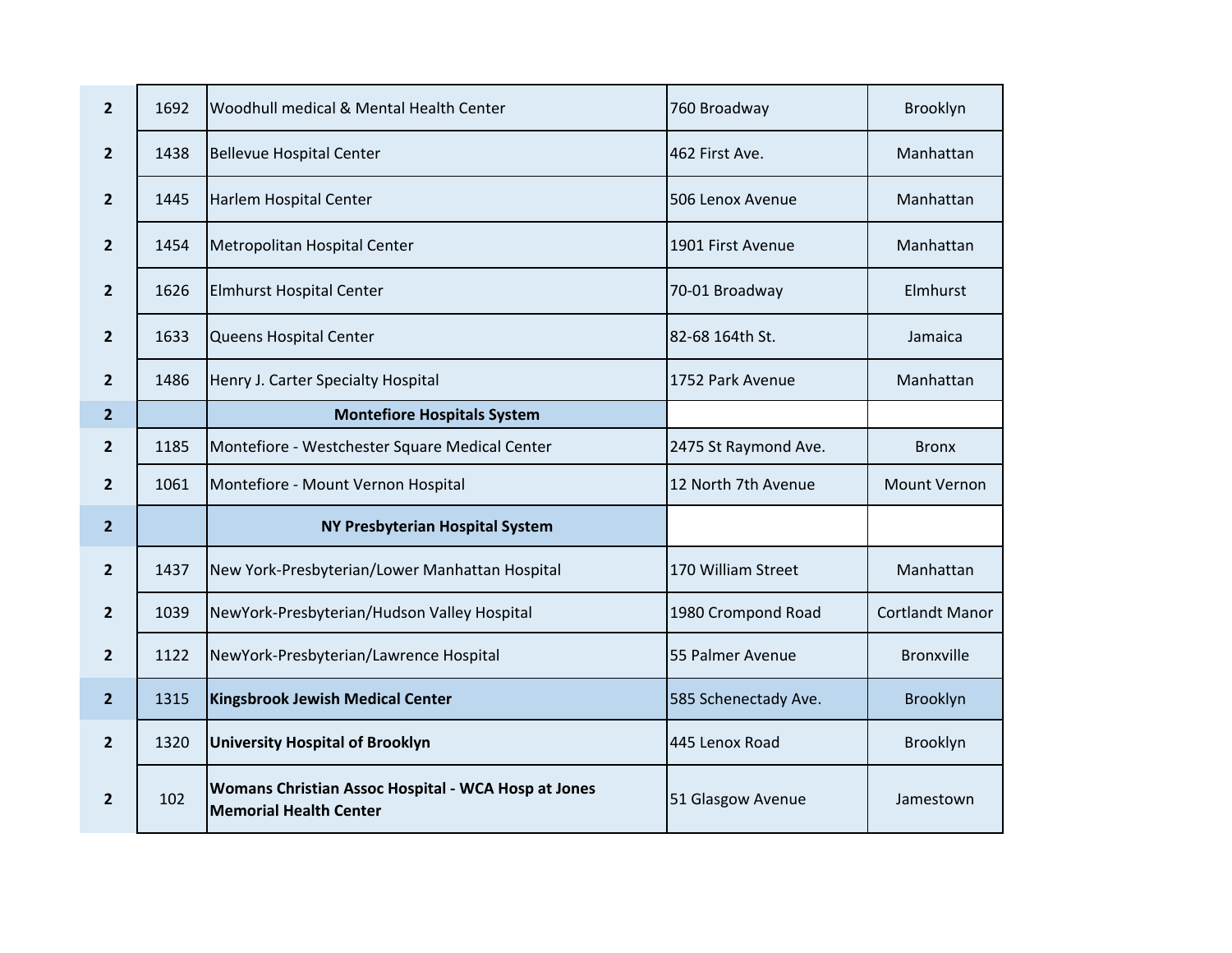| | | | | |
|---|---|---|---|---|
| **2** | 1692 | Woodhull medical & Mental Health Center | 760 Broadway | Brooklyn |
| **2** | 1438 | Bellevue Hospital Center | 462 First Ave. | Manhattan |
| **2** | 1445 | Harlem Hospital Center | 506 Lenox Avenue | Manhattan |
| **2** | 1454 | Metropolitan Hospital Center | 1901 First Avenue | Manhattan |
| **2** | 1626 | Elmhurst Hospital Center | 70-01 Broadway | Elmhurst |
| **2** | 1633 | Queens Hospital Center | 82-68 164th St. | Jamaica |
| **2** | 1486 | Henry J. Carter Specialty Hospital | 1752 Park Avenue | Manhattan |
| **2** | | **Montefiore Hospitals System** | | |
| **2** | 1185 | Montefiore - Westchester Square Medical Center | 2475 St Raymond Ave. | Bronx |
| **2** | 1061 | Montefiore - Mount Vernon Hospital | 12 North 7th Avenue | Mount Vernon |
| **2** | | **NY Presbyterian Hospital System** | | |
| **2** | 1437 | New York-Presbyterian/Lower Manhattan Hospital | 170 William Street | Manhattan |
| **2** | 1039 | NewYork-Presbyterian/Hudson Valley Hospital | 1980 Crompond Road | Cortlandt Manor |
| **2** | 1122 | NewYork-Presbyterian/Lawrence Hospital | 55 Palmer Avenue | Bronxville |
| **2** | 1315 | **Kingsbrook Jewish Medical Center** | 585 Schenectady Ave. | Brooklyn |
| **2** | 1320 | **University Hospital of Brooklyn** | 445 Lenox Road | Brooklyn |
| **2** | 102 | **Womans Christian Assoc Hospital - WCA Hosp at Jones Memorial Health Center** | 51 Glasgow Avenue | Jamestown |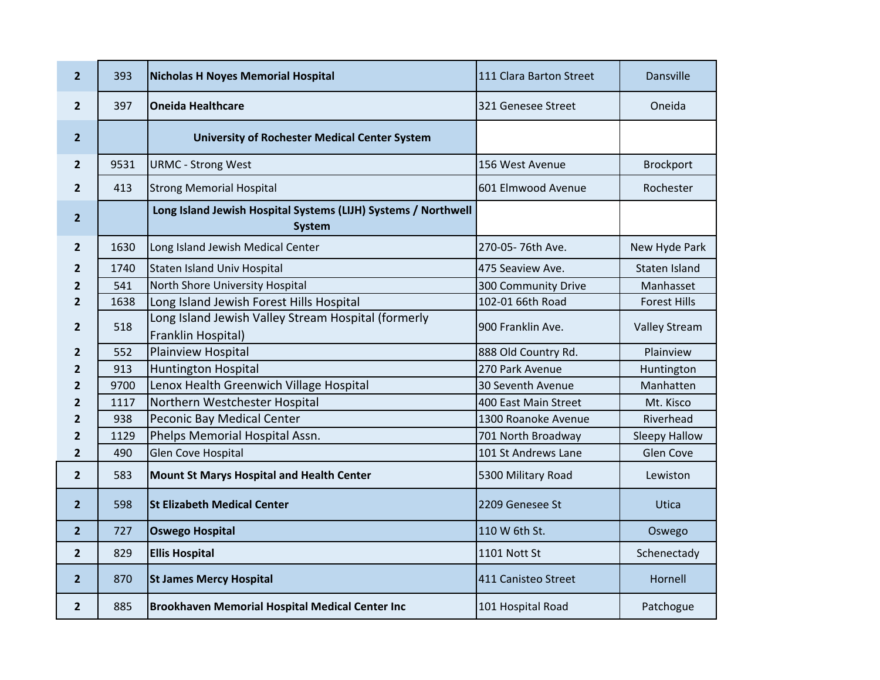| | | | | |
|---|---|---|---|---|
| **2** | 393 | **Nicholas H Noyes Memorial Hospital** | 111 Clara Barton Street | Dansville |
| **2** | 397 | **Oneida Healthcare** | 321 Genesee Street | Oneida |
| **2** | | **University of Rochester Medical Center System** | | |
| **2** | 9531 | URMC - Strong West | 156 West Avenue | Brockport |
| **2** | 413 | Strong Memorial Hospital | 601 Elmwood Avenue | Rochester |
| **2** | | **Long Island Jewish Hospital Systems (LIJH) Systems / Northwell System** | | |
| **2** | 1630 | Long Island Jewish Medical Center | 270-05- 76th Ave. | New Hyde Park |
| **2** | 1740 | Staten Island Univ Hospital | 475 Seaview Ave. | Staten Island |
| **2** | 541 | North Shore University Hospital | 300 Community Drive | Manhasset |
| **2** | 1638 | Long Island Jewish Forest Hills Hospital | 102-01 66th Road | Forest Hills |
| **2** | 518 | Long Island Jewish Valley Stream Hospital (formerly Franklin Hospital) | 900 Franklin Ave. | Valley Stream |
| **2** | 552 | Plainview Hospital | 888 Old Country Rd. | Plainview |
| **2** | 913 | Huntington Hospital | 270 Park Avenue | Huntington |
| **2** | 9700 | Lenox Health Greenwich Village Hospital | 30 Seventh Avenue | Manhatten |
| **2** | 1117 | Northern Westchester Hospital | 400 East Main Street | Mt. Kisco |
| **2** | 938 | Peconic Bay Medical Center | 1300 Roanoke Avenue | Riverhead |
| **2** | 1129 | Phelps Memorial Hospital Assn. | 701 North Broadway | Sleepy Hallow |
| **2** | 490 | Glen Cove Hospital | 101 St Andrews Lane | Glen Cove |
| **2** | 583 | **Mount St Marys Hospital and Health Center** | 5300 Military Road | Lewiston |
| **2** | 598 | **St Elizabeth Medical Center** | 2209 Genesee St | Utica |
| **2** | 727 | **Oswego Hospital** | 110 W 6th St. | Oswego |
| **2** | 829 | **Ellis Hospital** | 1101 Nott St | Schenectady |
| **2** | 870 | **St James Mercy Hospital** | 411 Canisteo Street | Hornell |
| **2** | 885 | **Brookhaven Memorial Hospital Medical Center Inc** | 101 Hospital Road | Patchogue |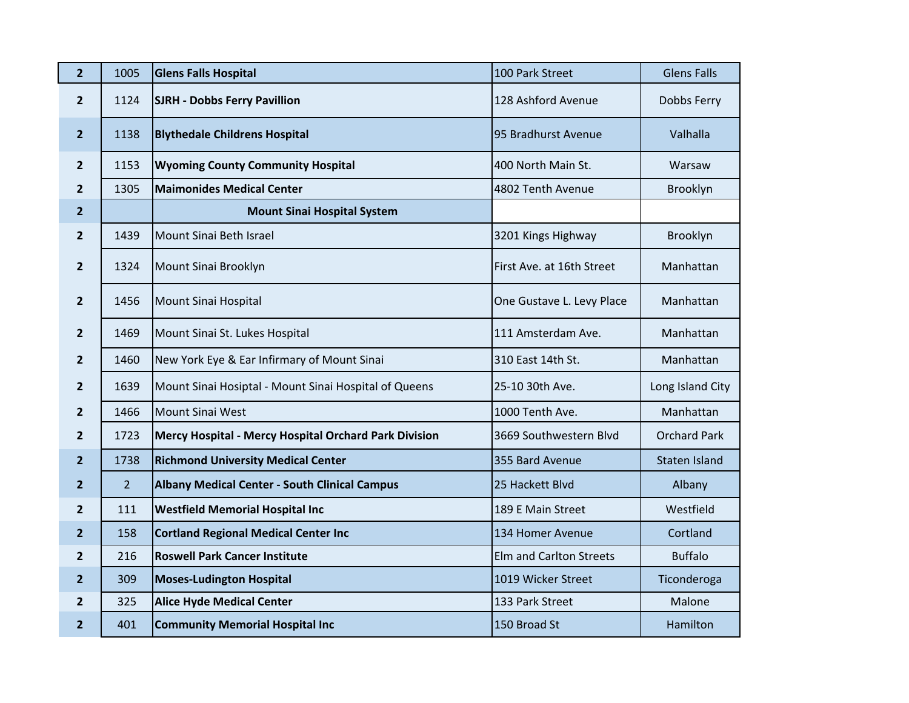| 2 | 1005 | **Glens Falls Hospital** | 100 Park Street | Glens Falls |
|---|---|---|---|---|
| 2 | 1124 | **SJRH - Dobbs Ferry Pavillion** | 128 Ashford Avenue | Dobbs Ferry |
| 2 | 1138 | **Blythedale Childrens Hospital** | 95 Bradhurst Avenue | Valhalla |
| 2 | 1153 | **Wyoming County Community Hospital** | 400 North Main St. | Warsaw |
| 2 | 1305 | **Maimonides Medical Center** | 4802 Tenth Avenue | Brooklyn |
| 2 | | **Mount Sinai Hospital System** | | |
| 2 | 1439 | Mount Sinai Beth Israel | 3201 Kings Highway | Brooklyn |
| 2 | 1324 | Mount Sinai Brooklyn | First Ave. at 16th Street | Manhattan |
| 2 | 1456 | Mount Sinai Hospital | One Gustave L. Levy Place | Manhattan |
| 2 | 1469 | Mount Sinai St. Lukes Hospital | 111 Amsterdam Ave. | Manhattan |
| 2 | 1460 | New York Eye & Ear Infirmary of Mount Sinai | 310 East 14th St. | Manhattan |
| 2 | 1639 | Mount Sinai Hosipital - Mount Sinai Hospital of Queens | 25-10 30th Ave. | Long Island City |
| 2 | 1466 | Mount Sinai West | 1000 Tenth Ave. | Manhattan |
| 2 | 1723 | **Mercy Hospital - Mercy Hospital Orchard Park Division** | 3669 Southwestern Blvd | Orchard Park |
| 2 | 1738 | **Richmond University Medical Center** | 355 Bard Avenue | Staten Island |
| 2 | 2 | **Albany Medical Center - South Clinical Campus** | 25 Hackett Blvd | Albany |
| 2 | 111 | **Westfield Memorial Hospital Inc** | 189 E Main Street | Westfield |
| 2 | 158 | **Cortland Regional Medical Center Inc** | 134 Homer Avenue | Cortland |
| 2 | 216 | **Roswell Park Cancer Institute** | Elm and Carlton Streets | Buffalo |
| 2 | 309 | **Moses-Ludington Hospital** | 1019 Wicker Street | Ticonderoga |
| 2 | 325 | **Alice Hyde Medical Center** | 133 Park Street | Malone |
| 2 | 401 | **Community Memorial Hospital Inc** | 150 Broad St | Hamilton |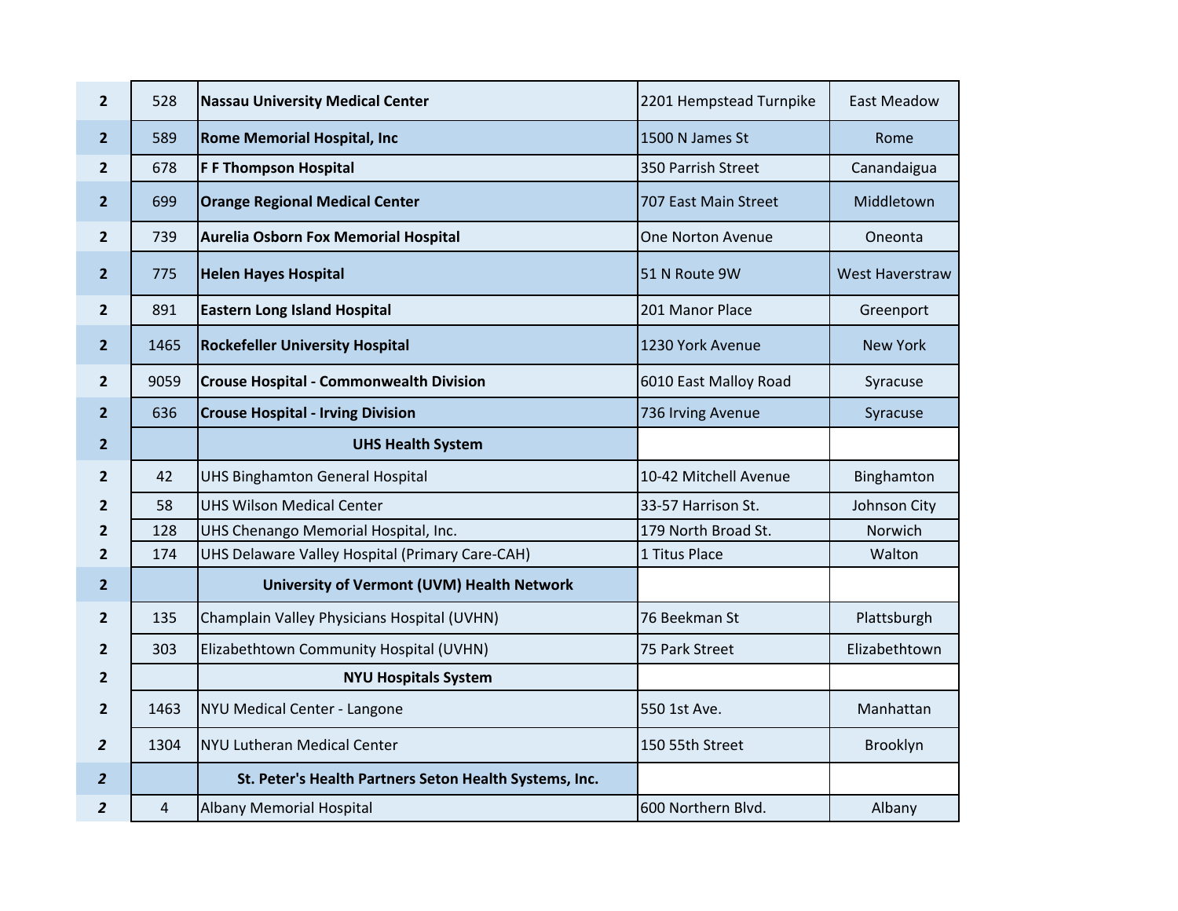| | | | | |
|---|---|---|---|---|
| **2** | 528 | **Nassau University Medical Center** | 2201 Hempstead Turnpike | East Meadow |
| **2** | 589 | **Rome Memorial Hospital, Inc** | 1500 N James St | Rome |
| **2** | 678 | **F F Thompson Hospital** | 350 Parrish Street | Canandaigua |
| **2** | 699 | **Orange Regional Medical Center** | 707 East Main Street | Middletown |
| **2** | 739 | **Aurelia Osborn Fox Memorial Hospital** | One Norton Avenue | Oneonta |
| **2** | 775 | **Helen Hayes Hospital** | 51 N Route 9W | West Haverstraw |
| **2** | 891 | **Eastern Long Island Hospital** | 201 Manor Place | Greenport |
| **2** | 1465 | **Rockefeller University Hospital** | 1230 York Avenue | New York |
| **2** | 9059 | **Crouse Hospital - Commonwealth Division** | 6010 East Malloy Road | Syracuse |
| **2** | 636 | **Crouse Hospital - Irving Division** | 736 Irving Avenue | Syracuse |
| **2** | | **UHS Health System** | | |
| **2** | 42 | UHS Binghamton General Hospital | 10-42 Mitchell Avenue | Binghamton |
| **2** | 58 | UHS Wilson Medical Center | 33-57 Harrison St. | Johnson City |
| **2** | 128 | UHS Chenango Memorial Hospital, Inc. | 179 North Broad St. | Norwich |
| **2** | 174 | UHS Delaware Valley Hospital (Primary Care-CAH) | 1 Titus Place | Walton |
| **2** | | **University of Vermont (UVM) Health Network** | | |
| **2** | 135 | Champlain Valley Physicians Hospital (UVHN) | 76 Beekman St | Plattsburgh |
| **2** | 303 | Elizabethtown Community Hospital (UVHN) | 75 Park Street | Elizabethtown |
| **2** | | **NYU Hospitals System** | | |
| **2** | 1463 | NYU Medical Center - Langone | 550 1st Ave. | Manhattan |
| ***2*** | 1304 | NYU Lutheran Medical Center | 150 55th Street | Brooklyn |
| ***2*** | | **St. Peter's Health Partners Seton Health Systems, Inc.** | | |
| ***2*** | 4 | Albany Memorial Hospital | 600 Northern Blvd. | Albany |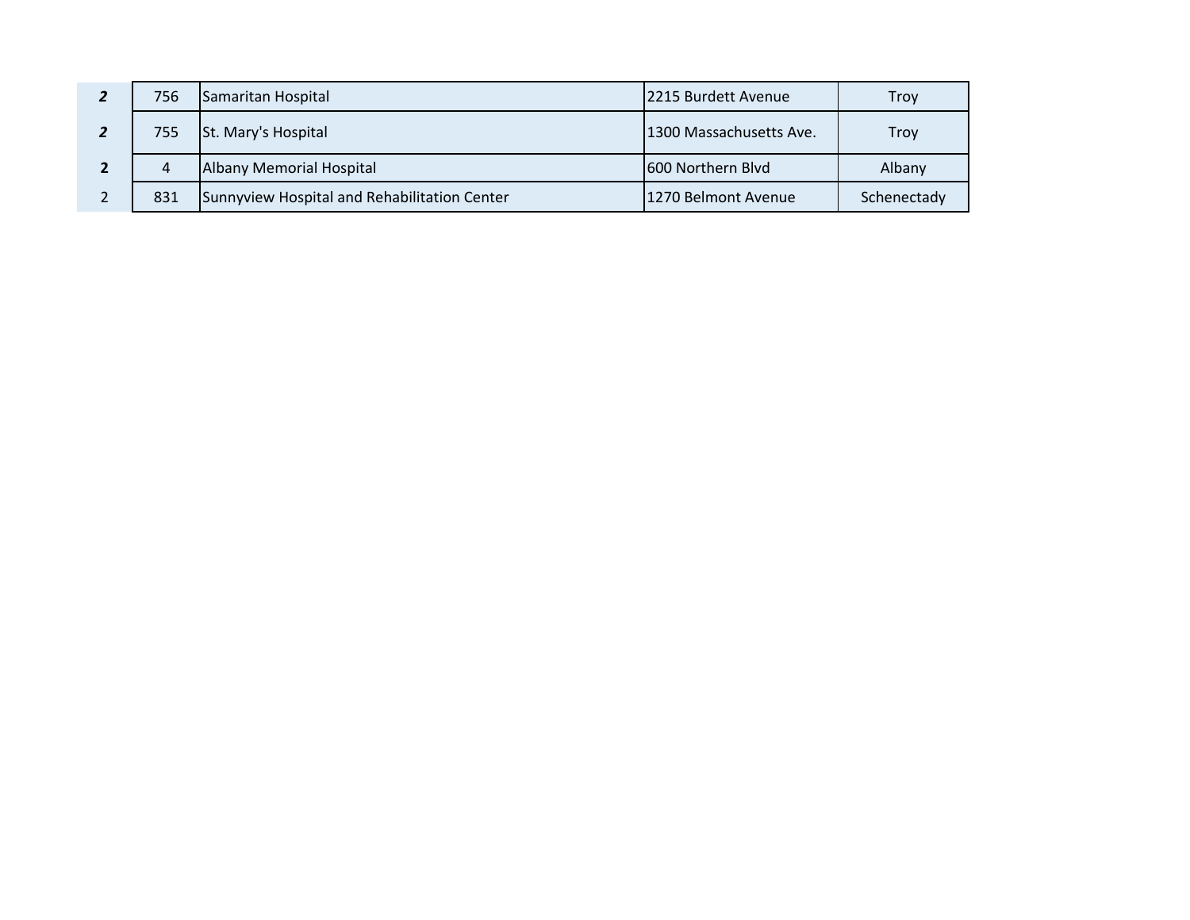| | | | | |
|---|---|---|---|---|
| ***2*** | 756 | Samaritan Hospital | 2215 Burdett Avenue | Troy |
| ***2*** | 755 | St. Mary's Hospital | 1300 Massachusetts Ave. | Troy |
| **2** | 4 | Albany Memorial Hospital | 600 Northern Blvd | Albany |
| 2 | 831 | Sunnyview Hospital and Rehabilitation Center | 1270 Belmont Avenue | Schenectady |